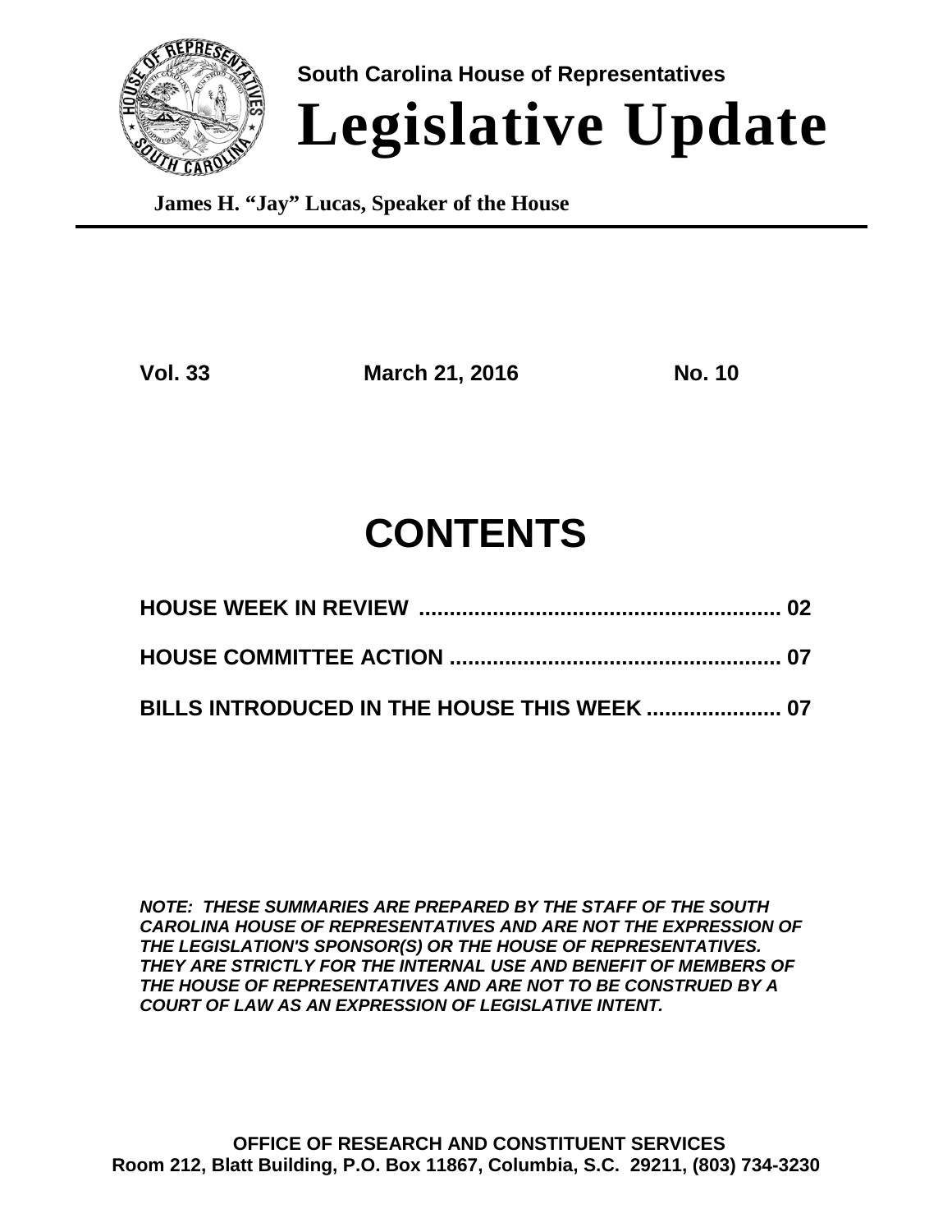South Carolina House of Representatives

# Legislative Update

**James H. "Jay" Lucas, Speaker of the House**

---

**Vol. 33** **March 21, 2016** **No. 10**

# CONTENTS

**HOUSE WEEK IN REVIEW ........................................................... 02**

**HOUSE COMMITTEE ACTION ...................................................... 07**

**BILLS INTRODUCED IN THE HOUSE THIS WEEK ...................... 07**

***NOTE: THESE SUMMARIES ARE PREPARED BY THE STAFF OF THE SOUTH CAROLINA HOUSE OF REPRESENTATIVES AND ARE NOT THE EXPRESSION OF THE LEGISLATION'S SPONSOR(S) OR THE HOUSE OF REPRESENTATIVES. THEY ARE STRICTLY FOR THE INTERNAL USE AND BENEFIT OF MEMBERS OF THE HOUSE OF REPRESENTATIVES AND ARE NOT TO BE CONSTRUED BY A COURT OF LAW AS AN EXPRESSION OF LEGISLATIVE INTENT.***

**OFFICE OF RESEARCH AND CONSTITUENT SERVICES**
**Room 212, Blatt Building, P.O. Box 11867, Columbia, S.C. 29211, (803) 734-3230**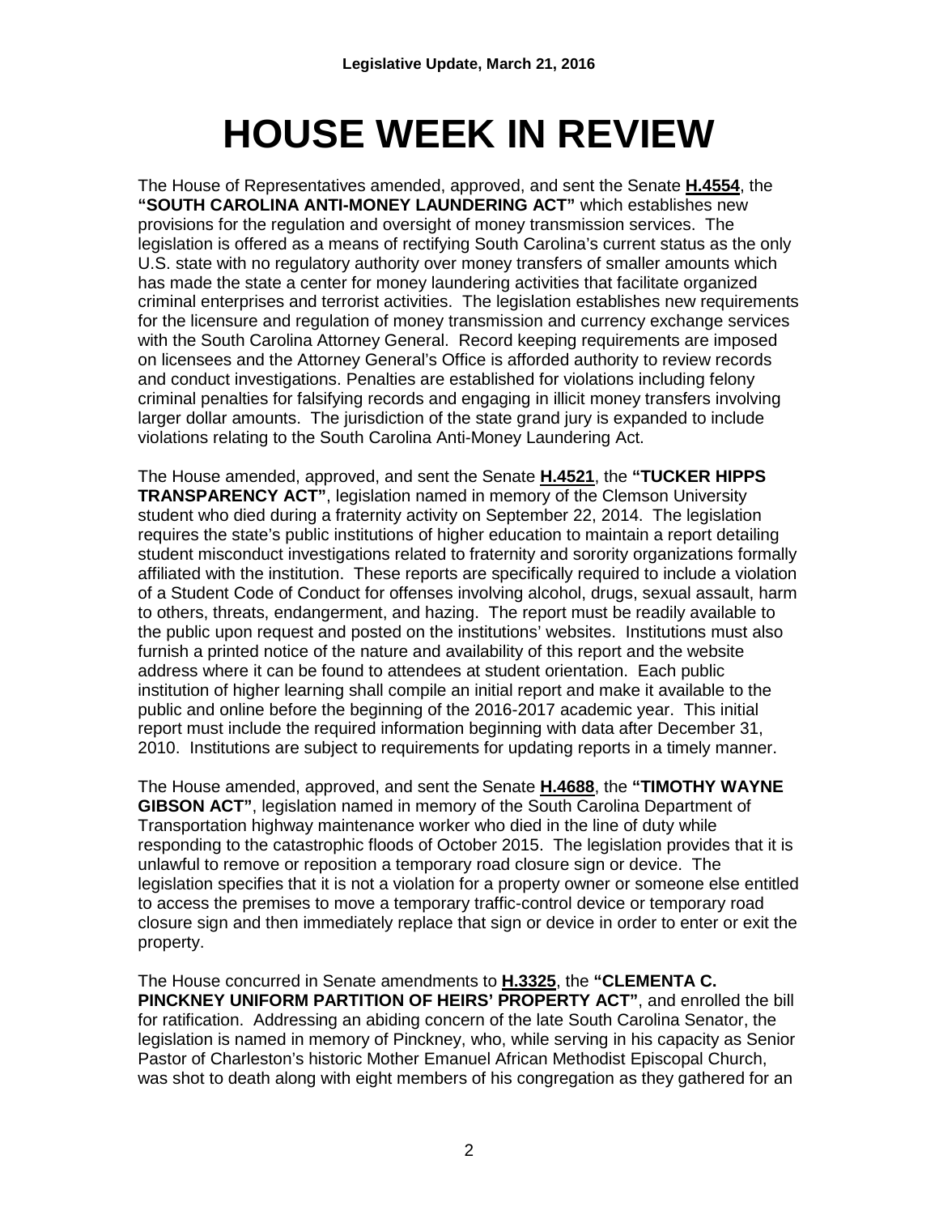# HOUSE WEEK IN REVIEW

The House of Representatives amended, approved, and sent the Senate **H.4554**, the **"SOUTH CAROLINA ANTI-MONEY LAUNDERING ACT"** which establishes new provisions for the regulation and oversight of money transmission services. The legislation is offered as a means of rectifying South Carolina's current status as the only U.S. state with no regulatory authority over money transfers of smaller amounts which has made the state a center for money laundering activities that facilitate organized criminal enterprises and terrorist activities. The legislation establishes new requirements for the licensure and regulation of money transmission and currency exchange services with the South Carolina Attorney General. Record keeping requirements are imposed on licensees and the Attorney General's Office is afforded authority to review records and conduct investigations. Penalties are established for violations including felony criminal penalties for falsifying records and engaging in illicit money transfers involving larger dollar amounts. The jurisdiction of the state grand jury is expanded to include violations relating to the South Carolina Anti-Money Laundering Act.

The House amended, approved, and sent the Senate **H.4521**, the **"TUCKER HIPPS TRANSPARENCY ACT"**, legislation named in memory of the Clemson University student who died during a fraternity activity on September 22, 2014. The legislation requires the state's public institutions of higher education to maintain a report detailing student misconduct investigations related to fraternity and sorority organizations formally affiliated with the institution. These reports are specifically required to include a violation of a Student Code of Conduct for offenses involving alcohol, drugs, sexual assault, harm to others, threats, endangerment, and hazing. The report must be readily available to the public upon request and posted on the institutions' websites. Institutions must also furnish a printed notice of the nature and availability of this report and the website address where it can be found to attendees at student orientation. Each public institution of higher learning shall compile an initial report and make it available to the public and online before the beginning of the 2016-2017 academic year. This initial report must include the required information beginning with data after December 31, 2010. Institutions are subject to requirements for updating reports in a timely manner.

The House amended, approved, and sent the Senate **H.4688**, the **"TIMOTHY WAYNE GIBSON ACT"**, legislation named in memory of the South Carolina Department of Transportation highway maintenance worker who died in the line of duty while responding to the catastrophic floods of October 2015. The legislation provides that it is unlawful to remove or reposition a temporary road closure sign or device. The legislation specifies that it is not a violation for a property owner or someone else entitled to access the premises to move a temporary traffic-control device or temporary road closure sign and then immediately replace that sign or device in order to enter or exit the property.

The House concurred in Senate amendments to **H.3325**, the **"CLEMENTA C. PINCKNEY UNIFORM PARTITION OF HEIRS' PROPERTY ACT"**, and enrolled the bill for ratification. Addressing an abiding concern of the late South Carolina Senator, the legislation is named in memory of Pinckney, who, while serving in his capacity as Senior Pastor of Charleston's historic Mother Emanuel African Methodist Episcopal Church, was shot to death along with eight members of his congregation as they gathered for an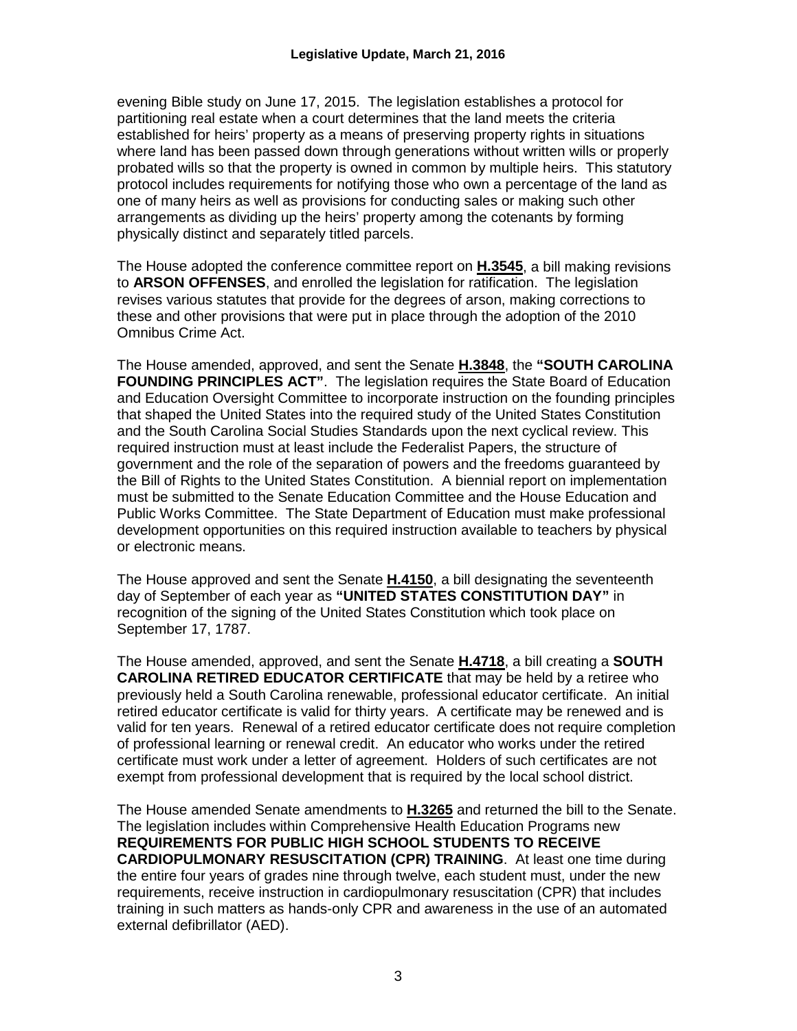evening Bible study on June 17, 2015. The legislation establishes a protocol for partitioning real estate when a court determines that the land meets the criteria established for heirs' property as a means of preserving property rights in situations where land has been passed down through generations without written wills or properly probated wills so that the property is owned in common by multiple heirs. This statutory protocol includes requirements for notifying those who own a percentage of the land as one of many heirs as well as provisions for conducting sales or making such other arrangements as dividing up the heirs' property among the cotenants by forming physically distinct and separately titled parcels.

The House adopted the conference committee report on **H.3545**, a bill making revisions to **ARSON OFFENSES**, and enrolled the legislation for ratification. The legislation revises various statutes that provide for the degrees of arson, making corrections to these and other provisions that were put in place through the adoption of the 2010 Omnibus Crime Act.

The House amended, approved, and sent the Senate **H.3848**, the **"SOUTH CAROLINA FOUNDING PRINCIPLES ACT"**. The legislation requires the State Board of Education and Education Oversight Committee to incorporate instruction on the founding principles that shaped the United States into the required study of the United States Constitution and the South Carolina Social Studies Standards upon the next cyclical review. This required instruction must at least include the Federalist Papers, the structure of government and the role of the separation of powers and the freedoms guaranteed by the Bill of Rights to the United States Constitution. A biennial report on implementation must be submitted to the Senate Education Committee and the House Education and Public Works Committee. The State Department of Education must make professional development opportunities on this required instruction available to teachers by physical or electronic means.

The House approved and sent the Senate **H.4150**, a bill designating the seventeenth day of September of each year as **"UNITED STATES CONSTITUTION DAY"** in recognition of the signing of the United States Constitution which took place on September 17, 1787.

The House amended, approved, and sent the Senate **H.4718**, a bill creating a **SOUTH CAROLINA RETIRED EDUCATOR CERTIFICATE** that may be held by a retiree who previously held a South Carolina renewable, professional educator certificate. An initial retired educator certificate is valid for thirty years. A certificate may be renewed and is valid for ten years. Renewal of a retired educator certificate does not require completion of professional learning or renewal credit. An educator who works under the retired certificate must work under a letter of agreement. Holders of such certificates are not exempt from professional development that is required by the local school district.

The House amended Senate amendments to **H.3265** and returned the bill to the Senate. The legislation includes within Comprehensive Health Education Programs new **REQUIREMENTS FOR PUBLIC HIGH SCHOOL STUDENTS TO RECEIVE CARDIOPULMONARY RESUSCITATION (CPR) TRAINING**. At least one time during the entire four years of grades nine through twelve, each student must, under the new requirements, receive instruction in cardiopulmonary resuscitation (CPR) that includes training in such matters as hands-only CPR and awareness in the use of an automated external defibrillator (AED).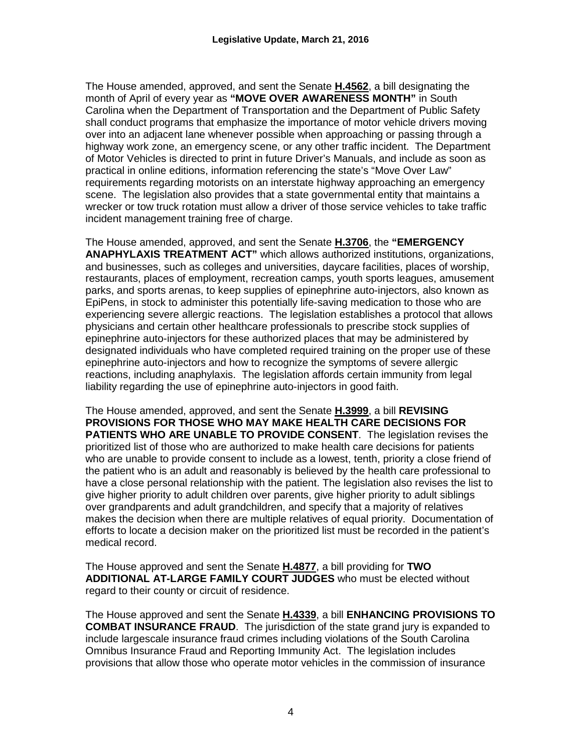The House amended, approved, and sent the Senate **H.4562**, a bill designating the month of April of every year as **"MOVE OVER AWARENESS MONTH"** in South Carolina when the Department of Transportation and the Department of Public Safety shall conduct programs that emphasize the importance of motor vehicle drivers moving over into an adjacent lane whenever possible when approaching or passing through a highway work zone, an emergency scene, or any other traffic incident. The Department of Motor Vehicles is directed to print in future Driver's Manuals, and include as soon as practical in online editions, information referencing the state's "Move Over Law" requirements regarding motorists on an interstate highway approaching an emergency scene. The legislation also provides that a state governmental entity that maintains a wrecker or tow truck rotation must allow a driver of those service vehicles to take traffic incident management training free of charge.

The House amended, approved, and sent the Senate **H.3706**, the **"EMERGENCY ANAPHYLAXIS TREATMENT ACT"** which allows authorized institutions, organizations, and businesses, such as colleges and universities, daycare facilities, places of worship, restaurants, places of employment, recreation camps, youth sports leagues, amusement parks, and sports arenas, to keep supplies of epinephrine auto-injectors, also known as EpiPens, in stock to administer this potentially life-saving medication to those who are experiencing severe allergic reactions. The legislation establishes a protocol that allows physicians and certain other healthcare professionals to prescribe stock supplies of epinephrine auto-injectors for these authorized places that may be administered by designated individuals who have completed required training on the proper use of these epinephrine auto-injectors and how to recognize the symptoms of severe allergic reactions, including anaphylaxis. The legislation affords certain immunity from legal liability regarding the use of epinephrine auto-injectors in good faith.

The House amended, approved, and sent the Senate **H.3999**, a bill **REVISING PROVISIONS FOR THOSE WHO MAY MAKE HEALTH CARE DECISIONS FOR PATIENTS WHO ARE UNABLE TO PROVIDE CONSENT**. The legislation revises the prioritized list of those who are authorized to make health care decisions for patients who are unable to provide consent to include as a lowest, tenth, priority a close friend of the patient who is an adult and reasonably is believed by the health care professional to have a close personal relationship with the patient. The legislation also revises the list to give higher priority to adult children over parents, give higher priority to adult siblings over grandparents and adult grandchildren, and specify that a majority of relatives makes the decision when there are multiple relatives of equal priority. Documentation of efforts to locate a decision maker on the prioritized list must be recorded in the patient's medical record.

The House approved and sent the Senate **H.4877**, a bill providing for **TWO ADDITIONAL AT-LARGE FAMILY COURT JUDGES** who must be elected without regard to their county or circuit of residence.

The House approved and sent the Senate **H.4339**, a bill **ENHANCING PROVISIONS TO COMBAT INSURANCE FRAUD**. The jurisdiction of the state grand jury is expanded to include largescale insurance fraud crimes including violations of the South Carolina Omnibus Insurance Fraud and Reporting Immunity Act. The legislation includes provisions that allow those who operate motor vehicles in the commission of insurance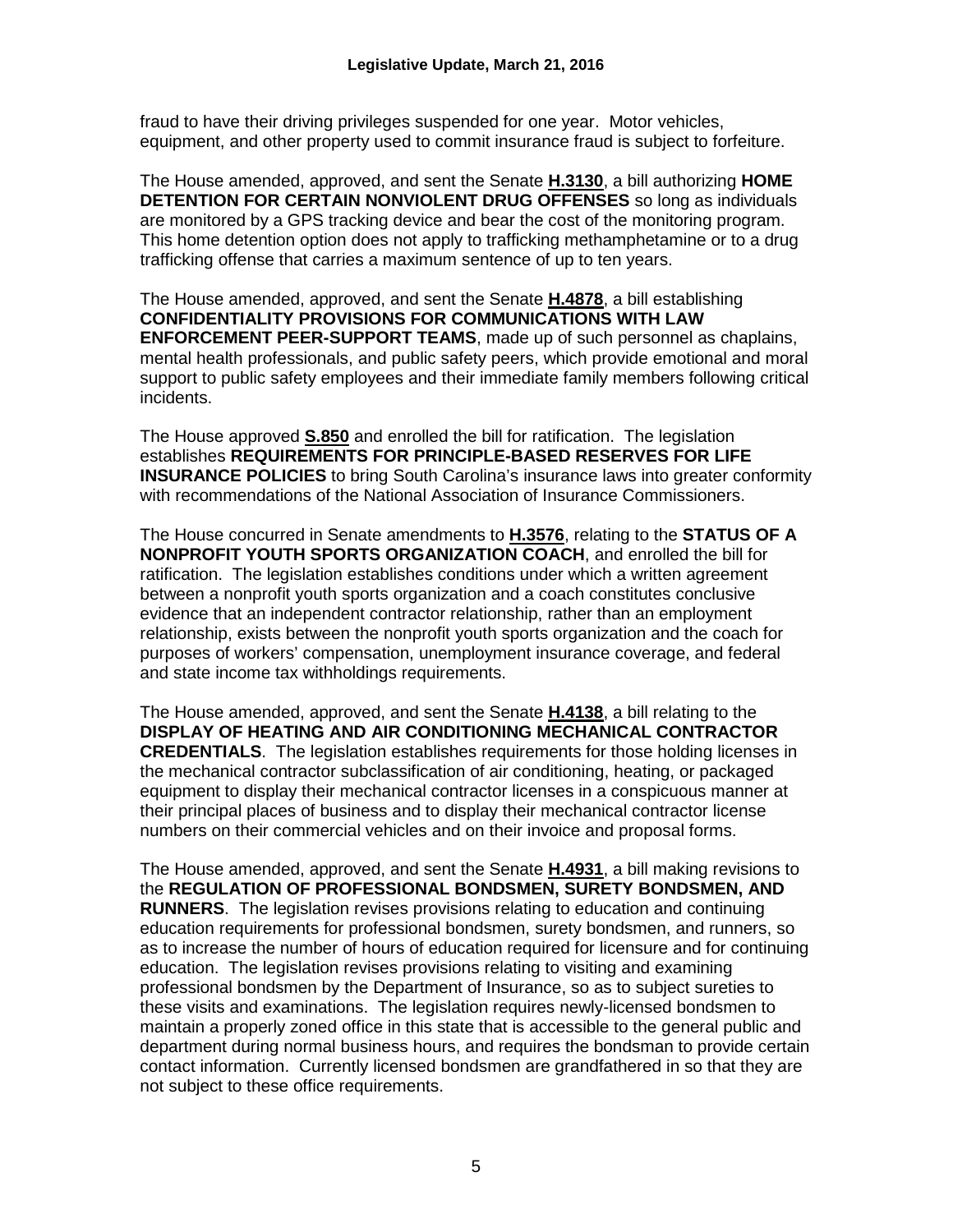fraud to have their driving privileges suspended for one year. Motor vehicles, equipment, and other property used to commit insurance fraud is subject to forfeiture.

The House amended, approved, and sent the Senate **H.3130**, a bill authorizing **HOME DETENTION FOR CERTAIN NONVIOLENT DRUG OFFENSES** so long as individuals are monitored by a GPS tracking device and bear the cost of the monitoring program. This home detention option does not apply to trafficking methamphetamine or to a drug trafficking offense that carries a maximum sentence of up to ten years.

The House amended, approved, and sent the Senate **H.4878**, a bill establishing **CONFIDENTIALITY PROVISIONS FOR COMMUNICATIONS WITH LAW ENFORCEMENT PEER-SUPPORT TEAMS**, made up of such personnel as chaplains, mental health professionals, and public safety peers, which provide emotional and moral support to public safety employees and their immediate family members following critical incidents.

The House approved **S.850** and enrolled the bill for ratification. The legislation establishes **REQUIREMENTS FOR PRINCIPLE-BASED RESERVES FOR LIFE INSURANCE POLICIES** to bring South Carolina's insurance laws into greater conformity with recommendations of the National Association of Insurance Commissioners.

The House concurred in Senate amendments to **H.3576**, relating to the **STATUS OF A NONPROFIT YOUTH SPORTS ORGANIZATION COACH**, and enrolled the bill for ratification. The legislation establishes conditions under which a written agreement between a nonprofit youth sports organization and a coach constitutes conclusive evidence that an independent contractor relationship, rather than an employment relationship, exists between the nonprofit youth sports organization and the coach for purposes of workers' compensation, unemployment insurance coverage, and federal and state income tax withholdings requirements.

The House amended, approved, and sent the Senate **H.4138**, a bill relating to the **DISPLAY OF HEATING AND AIR CONDITIONING MECHANICAL CONTRACTOR CREDENTIALS**. The legislation establishes requirements for those holding licenses in the mechanical contractor subclassification of air conditioning, heating, or packaged equipment to display their mechanical contractor licenses in a conspicuous manner at their principal places of business and to display their mechanical contractor license numbers on their commercial vehicles and on their invoice and proposal forms.

The House amended, approved, and sent the Senate **H.4931**, a bill making revisions to the **REGULATION OF PROFESSIONAL BONDSMEN, SURETY BONDSMEN, AND RUNNERS**. The legislation revises provisions relating to education and continuing education requirements for professional bondsmen, surety bondsmen, and runners, so as to increase the number of hours of education required for licensure and for continuing education. The legislation revises provisions relating to visiting and examining professional bondsmen by the Department of Insurance, so as to subject sureties to these visits and examinations. The legislation requires newly-licensed bondsmen to maintain a properly zoned office in this state that is accessible to the general public and department during normal business hours, and requires the bondsman to provide certain contact information. Currently licensed bondsmen are grandfathered in so that they are not subject to these office requirements.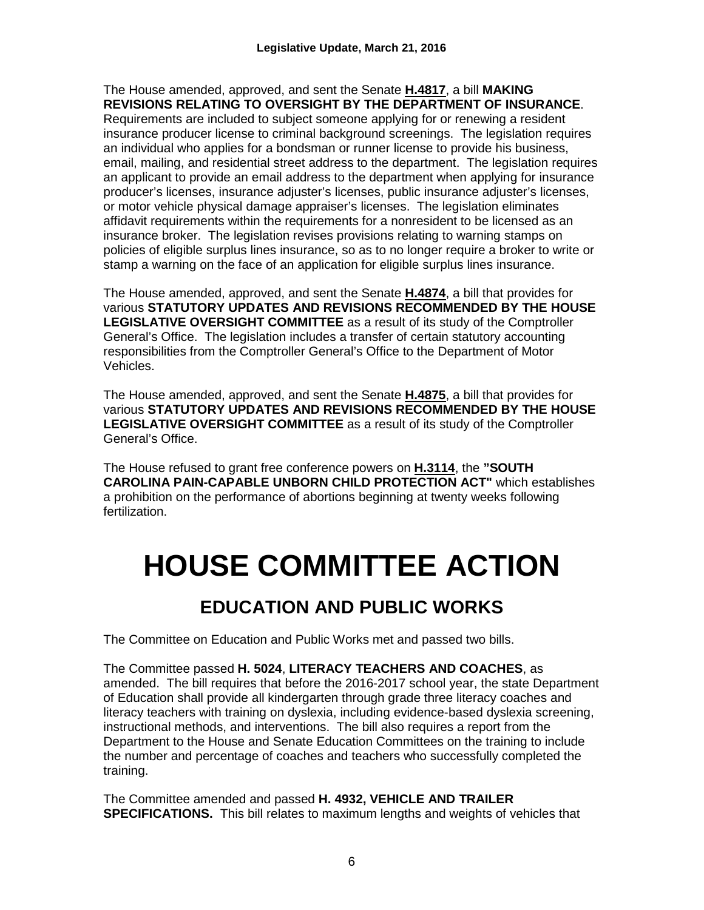The House amended, approved, and sent the Senate **H.4817**, a bill **MAKING REVISIONS RELATING TO OVERSIGHT BY THE DEPARTMENT OF INSURANCE**. Requirements are included to subject someone applying for or renewing a resident insurance producer license to criminal background screenings. The legislation requires an individual who applies for a bondsman or runner license to provide his business, email, mailing, and residential street address to the department. The legislation requires an applicant to provide an email address to the department when applying for insurance producer's licenses, insurance adjuster's licenses, public insurance adjuster's licenses, or motor vehicle physical damage appraiser's licenses. The legislation eliminates affidavit requirements within the requirements for a nonresident to be licensed as an insurance broker. The legislation revises provisions relating to warning stamps on policies of eligible surplus lines insurance, so as to no longer require a broker to write or stamp a warning on the face of an application for eligible surplus lines insurance.

The House amended, approved, and sent the Senate **H.4874**, a bill that provides for various **STATUTORY UPDATES AND REVISIONS RECOMMENDED BY THE HOUSE LEGISLATIVE OVERSIGHT COMMITTEE** as a result of its study of the Comptroller General's Office. The legislation includes a transfer of certain statutory accounting responsibilities from the Comptroller General's Office to the Department of Motor Vehicles.

The House amended, approved, and sent the Senate **H.4875**, a bill that provides for various **STATUTORY UPDATES AND REVISIONS RECOMMENDED BY THE HOUSE LEGISLATIVE OVERSIGHT COMMITTEE** as a result of its study of the Comptroller General's Office.

The House refused to grant free conference powers on **H.3114**, the **"SOUTH CAROLINA PAIN-CAPABLE UNBORN CHILD PROTECTION ACT"** which establishes a prohibition on the performance of abortions beginning at twenty weeks following fertilization.

# HOUSE COMMITTEE ACTION

## EDUCATION AND PUBLIC WORKS

The Committee on Education and Public Works met and passed two bills.

The Committee passed **H. 5024**, **LITERACY TEACHERS AND COACHES**, as amended. The bill requires that before the 2016-2017 school year, the state Department of Education shall provide all kindergarten through grade three literacy coaches and literacy teachers with training on dyslexia, including evidence-based dyslexia screening, instructional methods, and interventions. The bill also requires a report from the Department to the House and Senate Education Committees on the training to include the number and percentage of coaches and teachers who successfully completed the training.

The Committee amended and passed **H. 4932, VEHICLE AND TRAILER SPECIFICATIONS.** This bill relates to maximum lengths and weights of vehicles that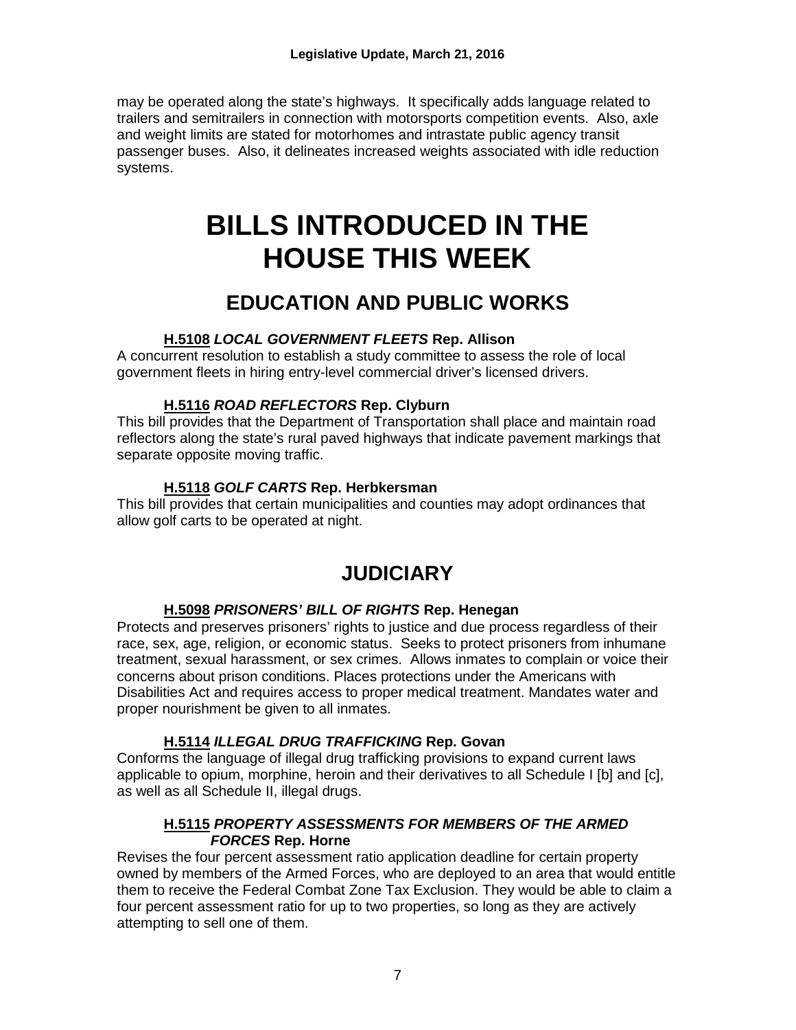may be operated along the state's highways. It specifically adds language related to trailers and semitrailers in connection with motorsports competition events. Also, axle and weight limits are stated for motorhomes and intrastate public agency transit passenger buses. Also, it delineates increased weights associated with idle reduction systems.

# BILLS INTRODUCED IN THE HOUSE THIS WEEK

## EDUCATION AND PUBLIC WORKS

### H.5108 *LOCAL GOVERNMENT FLEETS* Rep. Allison

A concurrent resolution to establish a study committee to assess the role of local government fleets in hiring entry-level commercial driver's licensed drivers.

### H.5116 *ROAD REFLECTORS* Rep. Clyburn

This bill provides that the Department of Transportation shall place and maintain road reflectors along the state's rural paved highways that indicate pavement markings that separate opposite moving traffic.

### H.5118 *GOLF CARTS* Rep. Herbkersman

This bill provides that certain municipalities and counties may adopt ordinances that allow golf carts to be operated at night.

## JUDICIARY

### H.5098 *PRISONERS' BILL OF RIGHTS* Rep. Henegan

Protects and preserves prisoners' rights to justice and due process regardless of their race, sex, age, religion, or economic status. Seeks to protect prisoners from inhumane treatment, sexual harassment, or sex crimes. Allows inmates to complain or voice their concerns about prison conditions. Places protections under the Americans with Disabilities Act and requires access to proper medical treatment. Mandates water and proper nourishment be given to all inmates.

### H.5114 *ILLEGAL DRUG TRAFFICKING* Rep. Govan

Conforms the language of illegal drug trafficking provisions to expand current laws applicable to opium, morphine, heroin and their derivatives to all Schedule I [b] and [c], as well as all Schedule II, illegal drugs.

### H.5115 *PROPERTY ASSESSMENTS FOR MEMBERS OF THE ARMED FORCES* Rep. Horne

Revises the four percent assessment ratio application deadline for certain property owned by members of the Armed Forces, who are deployed to an area that would entitle them to receive the Federal Combat Zone Tax Exclusion. They would be able to claim a four percent assessment ratio for up to two properties, so long as they are actively attempting to sell one of them.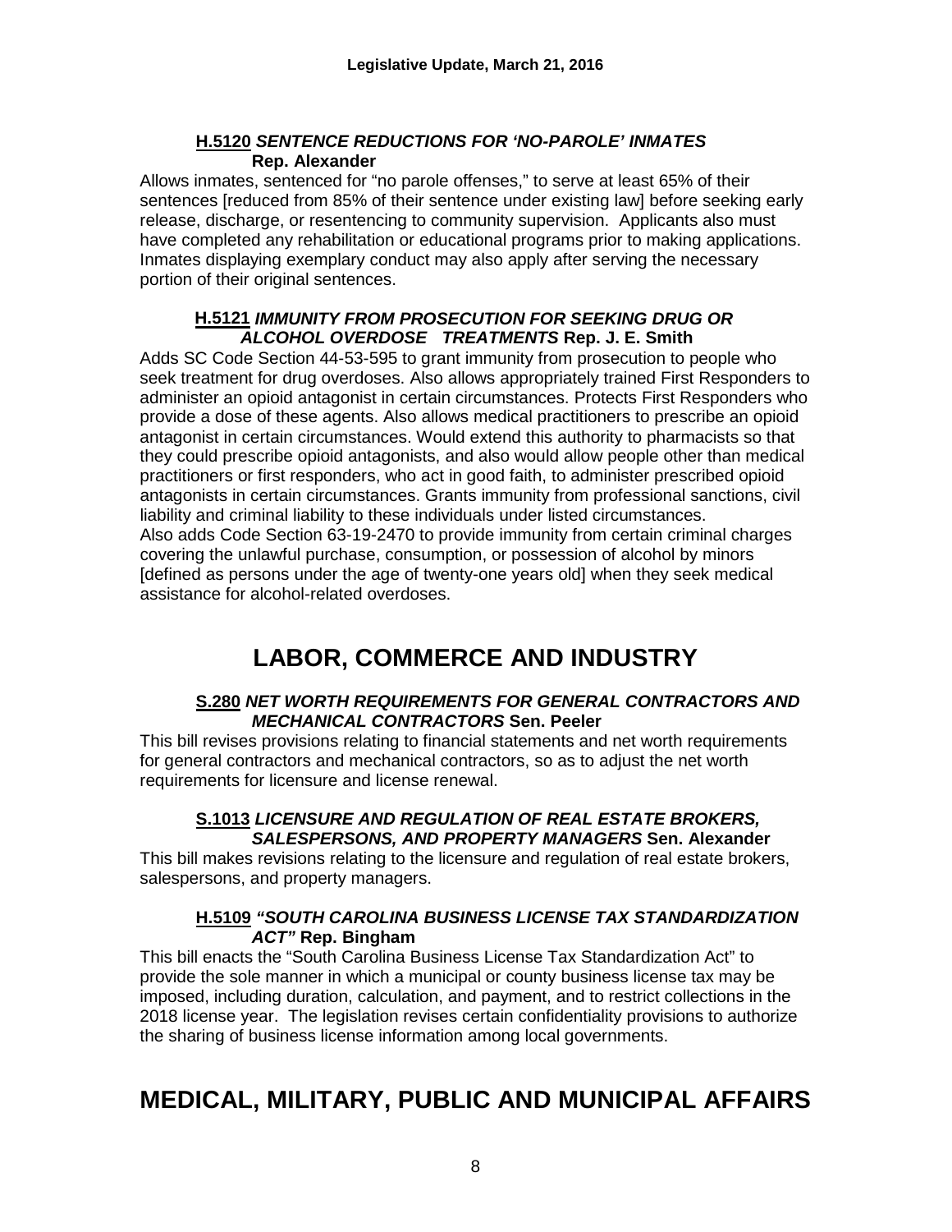**H.5120** ***SENTENCE REDUCTIONS FOR 'NO-PAROLE' INMATES*** **Rep. Alexander**

Allows inmates, sentenced for "no parole offenses," to serve at least 65% of their sentences [reduced from 85% of their sentence under existing law] before seeking early release, discharge, or resentencing to community supervision. Applicants also must have completed any rehabilitation or educational programs prior to making applications. Inmates displaying exemplary conduct may also apply after serving the necessary portion of their original sentences.

**H.5121** ***IMMUNITY FROM PROSECUTION FOR SEEKING DRUG OR ALCOHOL OVERDOSE TREATMENTS*** **Rep. J. E. Smith**

Adds SC Code Section 44-53-595 to grant immunity from prosecution to people who seek treatment for drug overdoses. Also allows appropriately trained First Responders to administer an opioid antagonist in certain circumstances. Protects First Responders who provide a dose of these agents. Also allows medical practitioners to prescribe an opioid antagonist in certain circumstances. Would extend this authority to pharmacists so that they could prescribe opioid antagonists, and also would allow people other than medical practitioners or first responders, who act in good faith, to administer prescribed opioid antagonists in certain circumstances. Grants immunity from professional sanctions, civil liability and criminal liability to these individuals under listed circumstances.
Also adds Code Section 63-19-2470 to provide immunity from certain criminal charges covering the unlawful purchase, consumption, or possession of alcohol by minors [defined as persons under the age of twenty-one years old] when they seek medical assistance for alcohol-related overdoses.

# LABOR, COMMERCE AND INDUSTRY

**S.280** ***NET WORTH REQUIREMENTS FOR GENERAL CONTRACTORS AND MECHANICAL CONTRACTORS*** **Sen. Peeler**

This bill revises provisions relating to financial statements and net worth requirements for general contractors and mechanical contractors, so as to adjust the net worth requirements for licensure and license renewal.

**S.1013** ***LICENSURE AND REGULATION OF REAL ESTATE BROKERS, SALESPERSONS, AND PROPERTY MANAGERS*** **Sen. Alexander**

This bill makes revisions relating to the licensure and regulation of real estate brokers, salespersons, and property managers.

**H.5109** ***"SOUTH CAROLINA BUSINESS LICENSE TAX STANDARDIZATION ACT"*** **Rep. Bingham**

This bill enacts the "South Carolina Business License Tax Standardization Act" to provide the sole manner in which a municipal or county business license tax may be imposed, including duration, calculation, and payment, and to restrict collections in the 2018 license year. The legislation revises certain confidentiality provisions to authorize the sharing of business license information among local governments.

# MEDICAL, MILITARY, PUBLIC AND MUNICIPAL AFFAIRS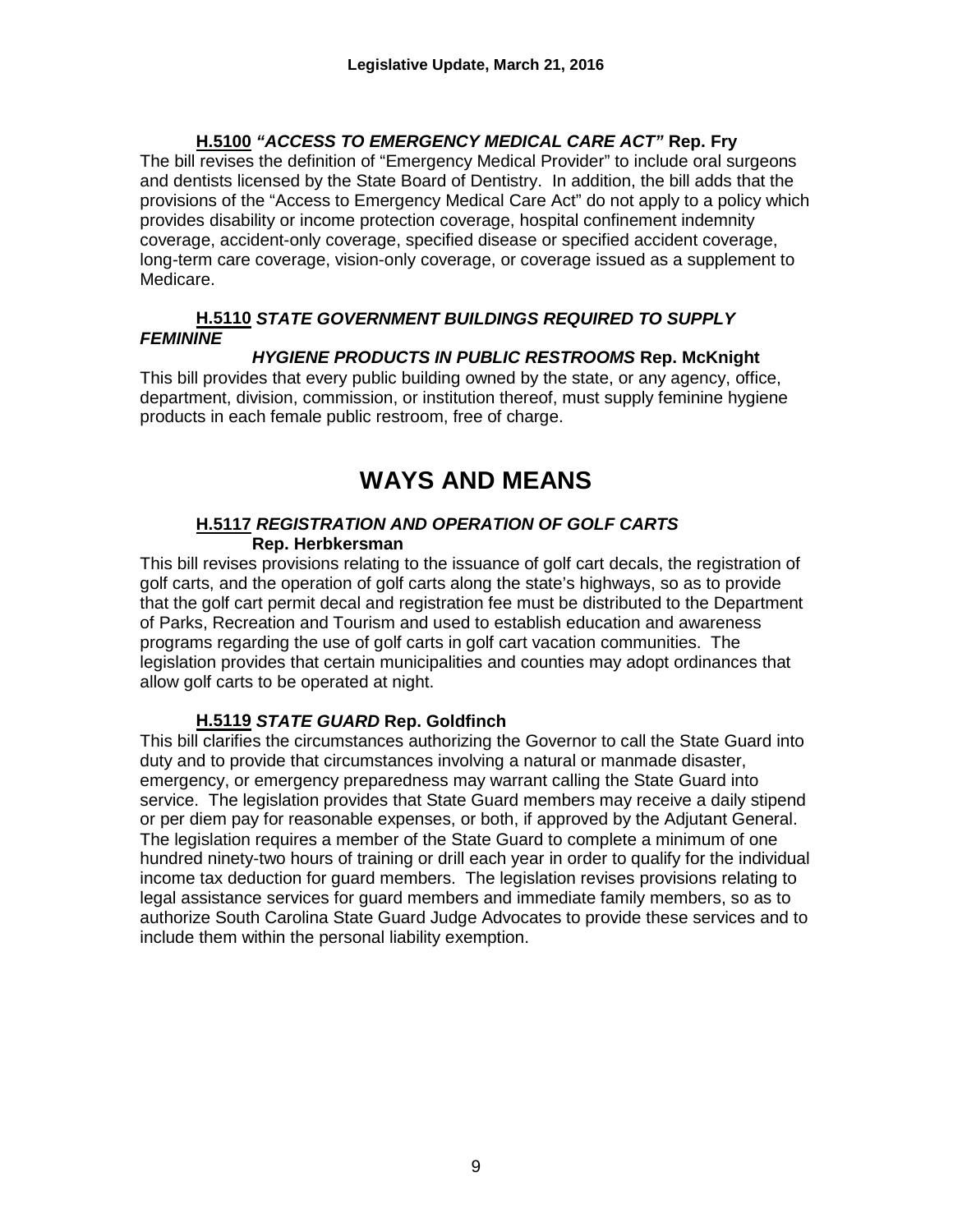**H.5100** ***"ACCESS TO EMERGENCY MEDICAL CARE ACT"*** **Rep. Fry**

The bill revises the definition of "Emergency Medical Provider" to include oral surgeons and dentists licensed by the State Board of Dentistry. In addition, the bill adds that the provisions of the "Access to Emergency Medical Care Act" do not apply to a policy which provides disability or income protection coverage, hospital confinement indemnity coverage, accident-only coverage, specified disease or specified accident coverage, long-term care coverage, vision-only coverage, or coverage issued as a supplement to Medicare.

**H.5110** ***STATE GOVERNMENT BUILDINGS REQUIRED TO SUPPLY FEMININE HYGIENE PRODUCTS IN PUBLIC RESTROOMS*** **Rep. McKnight**

This bill provides that every public building owned by the state, or any agency, office, department, division, commission, or institution thereof, must supply feminine hygiene products in each female public restroom, free of charge.

# WAYS AND MEANS

**H.5117** ***REGISTRATION AND OPERATION OF GOLF CARTS*** **Rep. Herbkersman**

This bill revises provisions relating to the issuance of golf cart decals, the registration of golf carts, and the operation of golf carts along the state's highways, so as to provide that the golf cart permit decal and registration fee must be distributed to the Department of Parks, Recreation and Tourism and used to establish education and awareness programs regarding the use of golf carts in golf cart vacation communities. The legislation provides that certain municipalities and counties may adopt ordinances that allow golf carts to be operated at night.

**H.5119** ***STATE GUARD*** **Rep. Goldfinch**

This bill clarifies the circumstances authorizing the Governor to call the State Guard into duty and to provide that circumstances involving a natural or manmade disaster, emergency, or emergency preparedness may warrant calling the State Guard into service. The legislation provides that State Guard members may receive a daily stipend or per diem pay for reasonable expenses, or both, if approved by the Adjutant General. The legislation requires a member of the State Guard to complete a minimum of one hundred ninety-two hours of training or drill each year in order to qualify for the individual income tax deduction for guard members. The legislation revises provisions relating to legal assistance services for guard members and immediate family members, so as to authorize South Carolina State Guard Judge Advocates to provide these services and to include them within the personal liability exemption.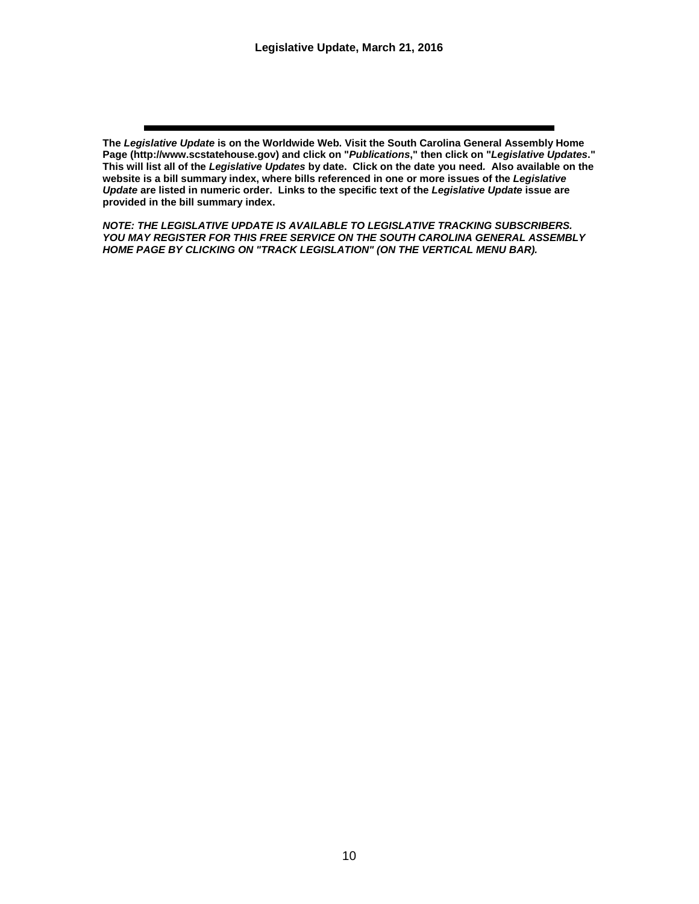---

**The *Legislative Update* is on the Worldwide Web. Visit the South Carolina General Assembly Home Page (http://www.scstatehouse.gov) and click on "*Publications*," then click on "*Legislative Updates*." This will list all of the *Legislative Updates* by date. Click on the date you need. Also available on the website is a bill summary index, where bills referenced in one or more issues of the *Legislative Update* are listed in numeric order. Links to the specific text of the *Legislative Update* issue are provided in the bill summary index.**

***NOTE: THE LEGISLATIVE UPDATE IS AVAILABLE TO LEGISLATIVE TRACKING SUBSCRIBERS. YOU MAY REGISTER FOR THIS FREE SERVICE ON THE SOUTH CAROLINA GENERAL ASSEMBLY HOME PAGE BY CLICKING ON "TRACK LEGISLATION" (ON THE VERTICAL MENU BAR).***